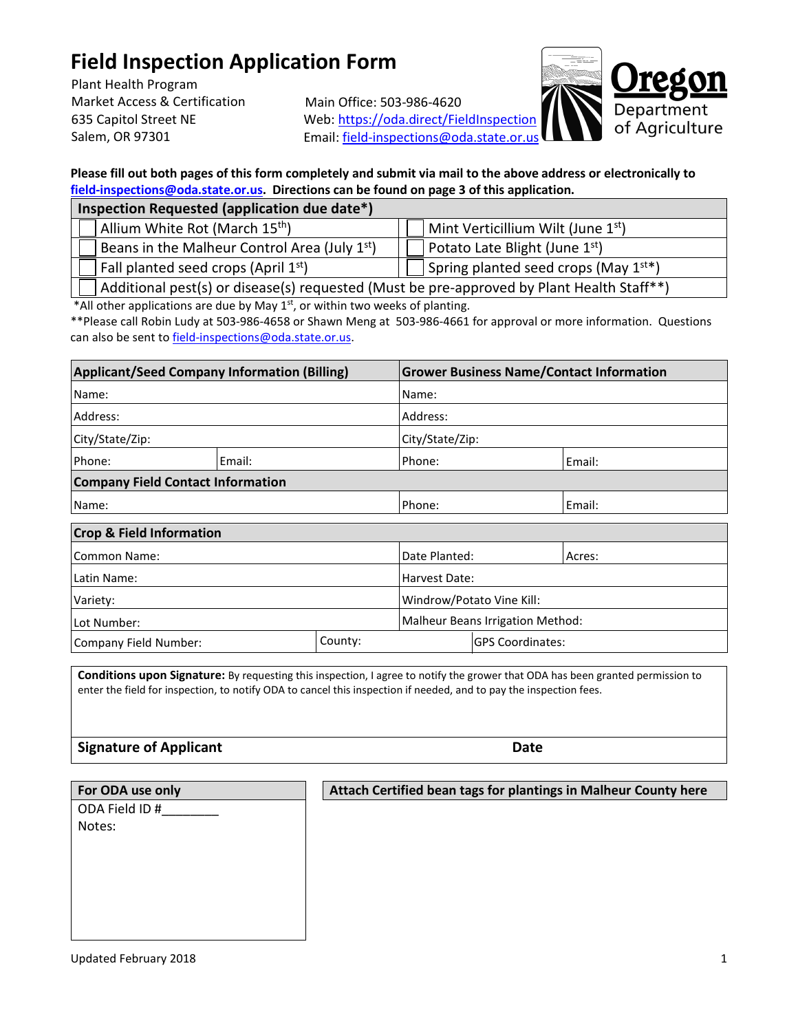# Field Inspection Application Form

Plant Health Program
Market Access & Certification
635 Capitol Street NE
Salem, OR 97301

Main Office: 503-986-4620
Web: https://oda.direct/FieldInspection
Email: field-inspections@oda.state.or.us

Oregon Department of Agriculture

**Please fill out both pages of this form completely and submit via mail to the above address or electronically to field-inspections@oda.state.or.us. Directions can be found on page 3 of this application.**

| Inspection Requested (application due date*) | |
|---|---|
| ☐ Allium White Rot (March 15th) | ☐ Mint Verticillium Wilt (June 1st) |
| ☐ Beans in the Malheur Control Area (July 1st) | ☐ Potato Late Blight (June 1st) |
| ☐ Fall planted seed crops (April 1st) | ☐ Spring planted seed crops (May 1st*) |
| ☐ Additional pest(s) or disease(s) requested (Must be pre-approved by Plant Health Staff**) | |

*All other applications are due by May 1st, or within two weeks of planting.

**Please call Robin Ludy at 503-986-4658 or Shawn Meng at 503-986-4661 for approval or more information. Questions can also be sent to field-inspections@oda.state.or.us.

| **Applicant/Seed Company Information (Billing)** | | **Grower Business Name/Contact Information** | |
|---|---|---|---|
| Name: | | Name: | |
| Address: | | Address: | |
| City/State/Zip: | | City/State/Zip: | |
| Phone: | Email: | Phone: | Email: |
| **Company Field Contact Information** | | | |
| Name: | | Phone: | Email: |

| **Crop & Field Information** | | | |
|---|---|---|---|
| Common Name: | | Date Planted: | Acres: |
| Latin Name: | | Harvest Date: | |
| Variety: | | Windrow/Potato Vine Kill: | |
| Lot Number: | | Malheur Beans Irrigation Method: | |
| Company Field Number: | County: | GPS Coordinates: | |

**Conditions upon Signature:** By requesting this inspection, I agree to notify the grower that ODA has been granted permission to enter the field for inspection, to notify ODA to cancel this inspection if needed, and to pay the inspection fees.

**Signature of Applicant** **Date**

| For ODA use only |
|---|
| ODA Field ID #________ |
| Notes: |

**Attach Certified bean tags for plantings in Malheur County here**

Updated February 2018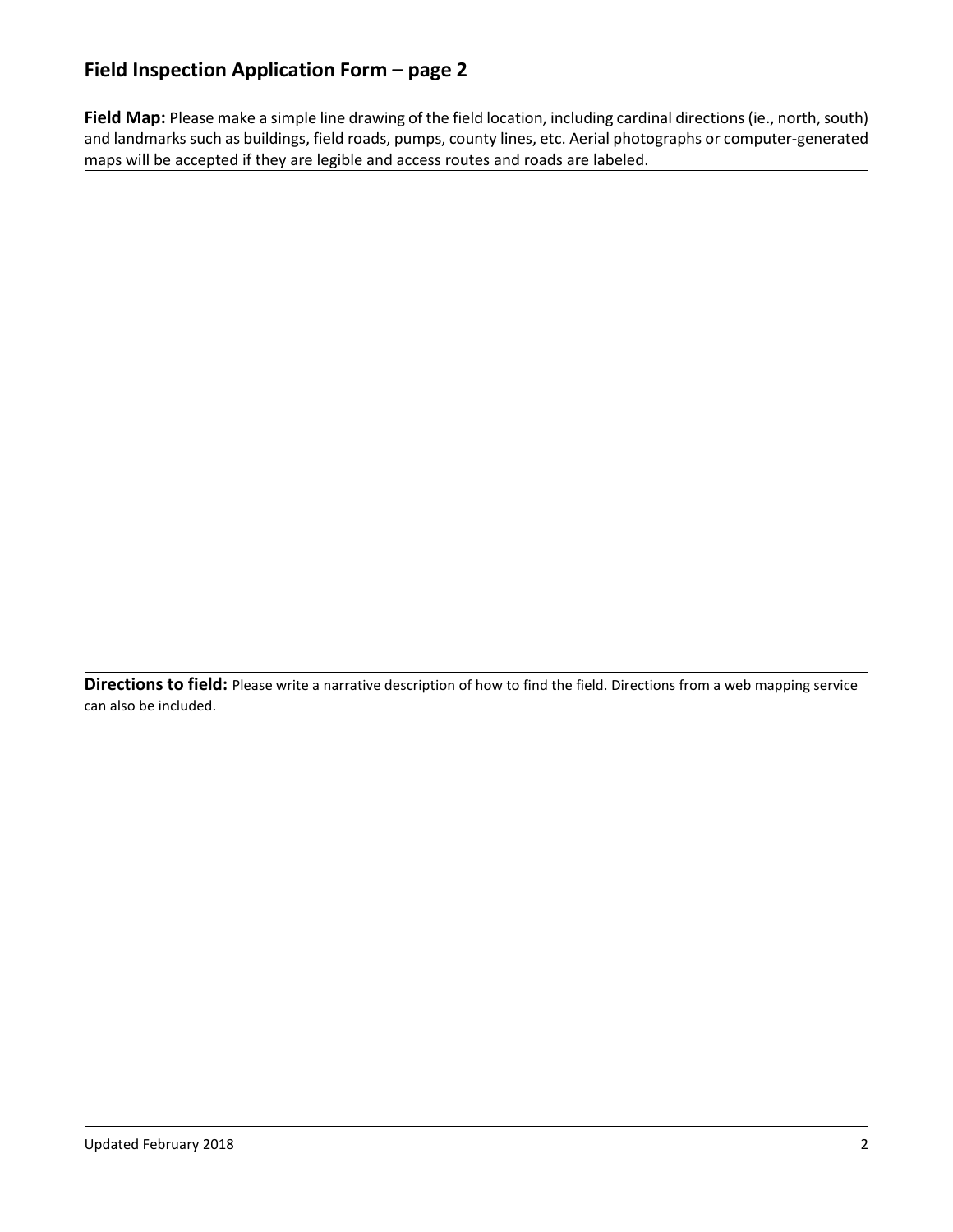## Field Inspection Application Form – page 2

**Field Map:** Please make a simple line drawing of the field location, including cardinal directions (ie., north, south) and landmarks such as buildings, field roads, pumps, county lines, etc. Aerial photographs or computer-generated maps will be accepted if they are legible and access routes and roads are labeled.

**Directions to field:** Please write a narrative description of how to find the field. Directions from a web mapping service can also be included.

Updated February 2018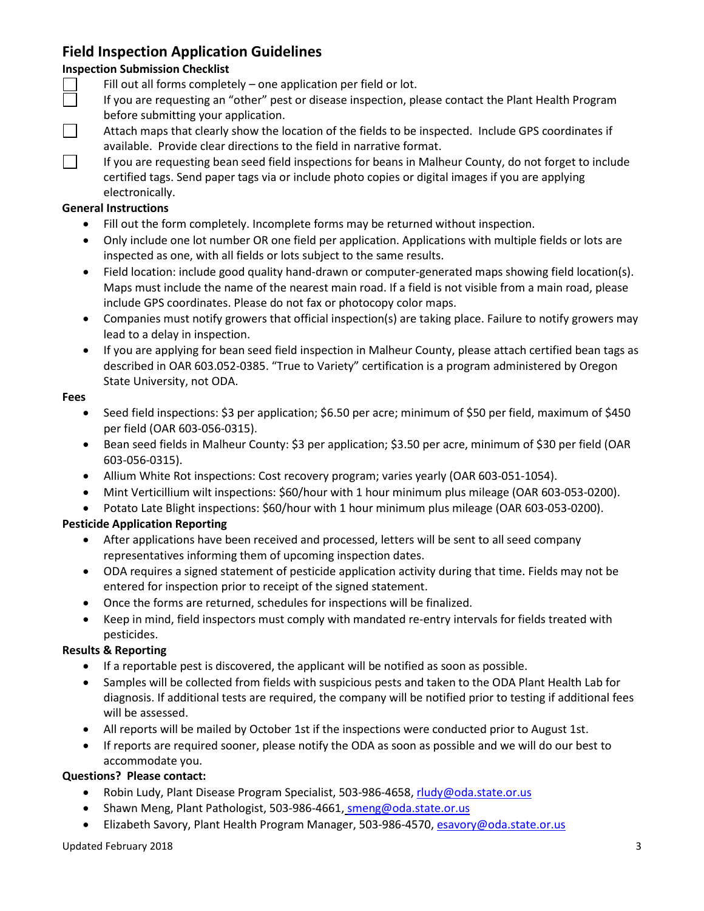## Field Inspection Application Guidelines

### Inspection Submission Checklist

- [ ] Fill out all forms completely – one application per field or lot.
- [ ] If you are requesting an "other" pest or disease inspection, please contact the Plant Health Program before submitting your application.
- [ ] Attach maps that clearly show the location of the fields to be inspected. Include GPS coordinates if available. Provide clear directions to the field in narrative format.
- [ ] If you are requesting bean seed field inspections for beans in Malheur County, do not forget to include certified tags. Send paper tags via or include photo copies or digital images if you are applying electronically.

### General Instructions

- Fill out the form completely. Incomplete forms may be returned without inspection.
- Only include one lot number OR one field per application. Applications with multiple fields or lots are inspected as one, with all fields or lots subject to the same results.
- Field location: include good quality hand-drawn or computer-generated maps showing field location(s). Maps must include the name of the nearest main road. If a field is not visible from a main road, please include GPS coordinates. Please do not fax or photocopy color maps.
- Companies must notify growers that official inspection(s) are taking place. Failure to notify growers may lead to a delay in inspection.
- If you are applying for bean seed field inspection in Malheur County, please attach certified bean tags as described in OAR 603.052-0385. "True to Variety" certification is a program administered by Oregon State University, not ODA.

### Fees

- Seed field inspections: $3 per application; $6.50 per acre; minimum of $50 per field, maximum of $450 per field (OAR 603-056-0315).
- Bean seed fields in Malheur County: $3 per application; $3.50 per acre, minimum of $30 per field (OAR 603-056-0315).
- Allium White Rot inspections: Cost recovery program; varies yearly (OAR 603-051-1054).
- Mint Verticillium wilt inspections: $60/hour with 1 hour minimum plus mileage (OAR 603-053-0200).
- Potato Late Blight inspections: $60/hour with 1 hour minimum plus mileage (OAR 603-053-0200).

### Pesticide Application Reporting

- After applications have been received and processed, letters will be sent to all seed company representatives informing them of upcoming inspection dates.
- ODA requires a signed statement of pesticide application activity during that time. Fields may not be entered for inspection prior to receipt of the signed statement.
- Once the forms are returned, schedules for inspections will be finalized.
- Keep in mind, field inspectors must comply with mandated re-entry intervals for fields treated with pesticides.

### Results & Reporting

- If a reportable pest is discovered, the applicant will be notified as soon as possible.
- Samples will be collected from fields with suspicious pests and taken to the ODA Plant Health Lab for diagnosis. If additional tests are required, the company will be notified prior to testing if additional fees will be assessed.
- All reports will be mailed by October 1st if the inspections were conducted prior to August 1st.
- If reports are required sooner, please notify the ODA as soon as possible and we will do our best to accommodate you.

### Questions? Please contact:

- Robin Ludy, Plant Disease Program Specialist, 503-986-4658, rludy@oda.state.or.us
- Shawn Meng, Plant Pathologist, 503-986-4661, smeng@oda.state.or.us
- Elizabeth Savory, Plant Health Program Manager, 503-986-4570, esavory@oda.state.or.us

Updated February 2018